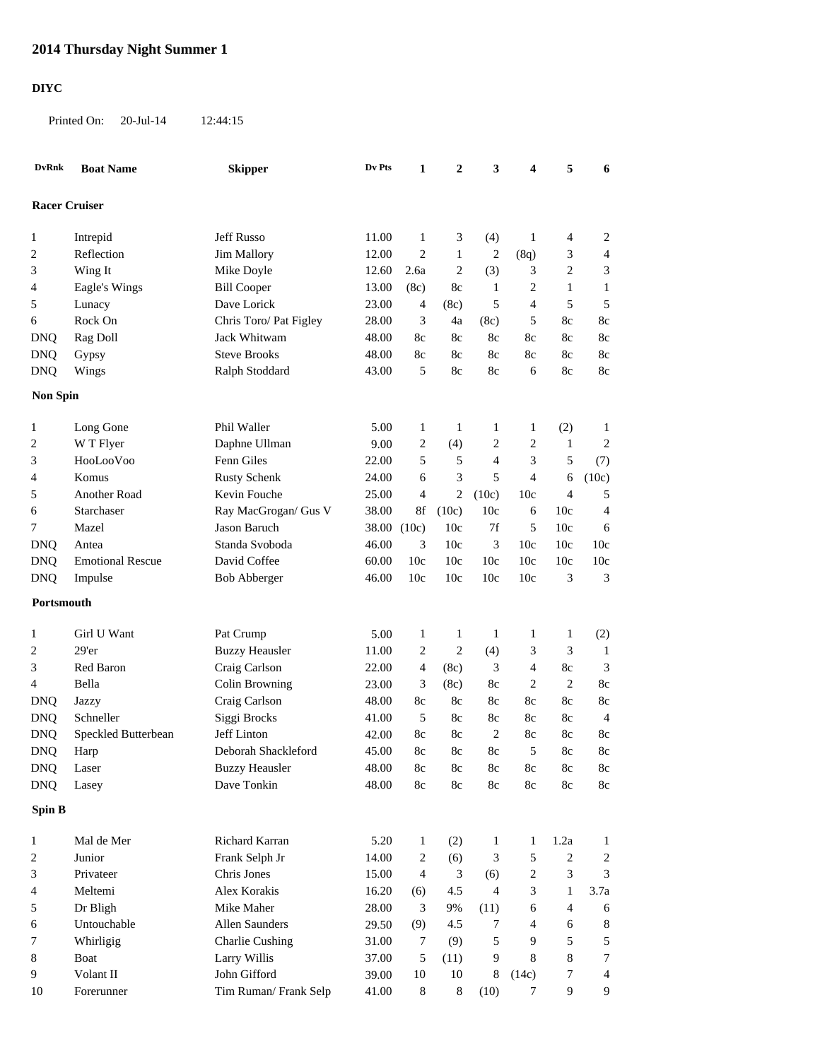# 2014 Thursday Night Summer 1

**DIYC**

Printed On: 20-Jul-14 12:44:15

| DvRnk | Boat Name | Skipper | Dv Pts | 1 | 2 | 3 | 4 | 5 | 6 |
|---|---|---|---|---|---|---|---|---|---|
| **Racer Cruiser** | | | | | | | | | |
| 1 | Intrepid | Jeff Russo | 11.00 | 1 | 3 | (4) | 1 | 4 | 2 |
| 2 | Reflection | Jim Mallory | 12.00 | 2 | 1 | 2 | (8q) | 3 | 4 |
| 3 | Wing It | Mike Doyle | 12.60 | 2.6a | 2 | (3) | 3 | 2 | 3 |
| 4 | Eagle's Wings | Bill Cooper | 13.00 | (8c) | 8c | 1 | 2 | 1 | 1 |
| 5 | Lunacy | Dave Lorick | 23.00 | 4 | (8c) | 5 | 4 | 5 | 5 |
| 6 | Rock On | Chris Toro/ Pat Figley | 28.00 | 3 | 4a | (8c) | 5 | 8c | 8c |
| DNQ | Rag Doll | Jack Whitwam | 48.00 | 8c | 8c | 8c | 8c | 8c | 8c |
| DNQ | Gypsy | Steve Brooks | 48.00 | 8c | 8c | 8c | 8c | 8c | 8c |
| DNQ | Wings | Ralph Stoddard | 43.00 | 5 | 8c | 8c | 6 | 8c | 8c |
| **Non Spin** | | | | | | | | | |
| 1 | Long Gone | Phil Waller | 5.00 | 1 | 1 | 1 | 1 | (2) | 1 |
| 2 | W T Flyer | Daphne Ullman | 9.00 | 2 | (4) | 2 | 2 | 1 | 2 |
| 3 | HooLooVoo | Fenn Giles | 22.00 | 5 | 5 | 4 | 3 | 5 | (7) |
| 4 | Komus | Rusty Schenk | 24.00 | 6 | 3 | 5 | 4 | 6 | (10c) |
| 5 | Another Road | Kevin Fouche | 25.00 | 4 | 2 | (10c) | 10c | 4 | 5 |
| 6 | Starchaser | Ray MacGrogan/ Gus V | 38.00 | 8f | (10c) | 10c | 6 | 10c | 4 |
| 7 | Mazel | Jason Baruch | 38.00 | (10c) | 10c | 7f | 5 | 10c | 6 |
| DNQ | Antea | Standa Svoboda | 46.00 | 3 | 10c | 3 | 10c | 10c | 10c |
| DNQ | Emotional Rescue | David Coffee | 60.00 | 10c | 10c | 10c | 10c | 10c | 10c |
| DNQ | Impulse | Bob Abberger | 46.00 | 10c | 10c | 10c | 10c | 3 | 3 |
| **Portsmouth** | | | | | | | | | |
| 1 | Girl U Want | Pat Crump | 5.00 | 1 | 1 | 1 | 1 | 1 | (2) |
| 2 | 29'er | Buzzy Heausler | 11.00 | 2 | 2 | (4) | 3 | 3 | 1 |
| 3 | Red Baron | Craig Carlson | 22.00 | 4 | (8c) | 3 | 4 | 8c | 3 |
| 4 | Bella | Colin Browning | 23.00 | 3 | (8c) | 8c | 2 | 2 | 8c |
| DNQ | Jazzy | Craig Carlson | 48.00 | 8c | 8c | 8c | 8c | 8c | 8c |
| DNQ | Schneller | Siggi Brocks | 41.00 | 5 | 8c | 8c | 8c | 8c | 4 |
| DNQ | Speckled Butterbean | Jeff Linton | 42.00 | 8c | 8c | 2 | 8c | 8c | 8c |
| DNQ | Harp | Deborah Shackleford | 45.00 | 8c | 8c | 8c | 5 | 8c | 8c |
| DNQ | Laser | Buzzy Heausler | 48.00 | 8c | 8c | 8c | 8c | 8c | 8c |
| DNQ | Lasey | Dave Tonkin | 48.00 | 8c | 8c | 8c | 8c | 8c | 8c |
| **Spin B** | | | | | | | | | |
| 1 | Mal de Mer | Richard Karran | 5.20 | 1 | (2) | 1 | 1 | 1.2a | 1 |
| 2 | Junior | Frank Selph Jr | 14.00 | 2 | (6) | 3 | 5 | 2 | 2 |
| 3 | Privateer | Chris Jones | 15.00 | 4 | 3 | (6) | 2 | 3 | 3 |
| 4 | Meltemi | Alex Korakis | 16.20 | (6) | 4.5 | 4 | 3 | 1 | 3.7a |
| 5 | Dr Bligh | Mike Maher | 28.00 | 3 | 9% | (11) | 6 | 4 | 6 |
| 6 | Untouchable | Allen Saunders | 29.50 | (9) | 4.5 | 7 | 4 | 6 | 8 |
| 7 | Whirligig | Charlie Cushing | 31.00 | 7 | (9) | 5 | 9 | 5 | 5 |
| 8 | Boat | Larry Willis | 37.00 | 5 | (11) | 9 | 8 | 8 | 7 |
| 9 | Volant II | John Gifford | 39.00 | 10 | 10 | 8 | (14c) | 7 | 4 |
| 10 | Forerunner | Tim Ruman/ Frank Selp | 41.00 | 8 | 8 | (10) | 7 | 9 | 9 |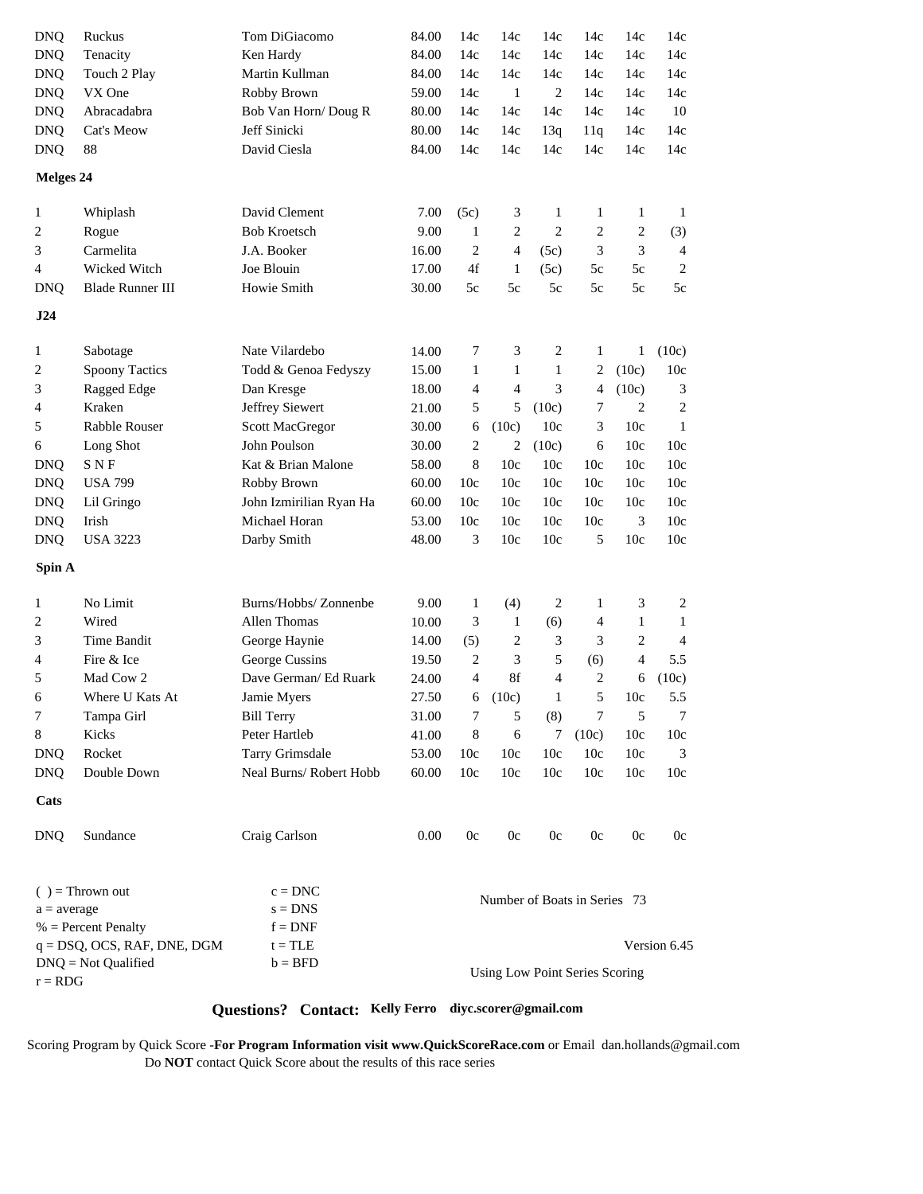| | | | | | | | | | |
|---|---|---|---|---|---|---|---|---|---|
| DNQ | Ruckus | Tom DiGiacomo | 84.00 | 14c | 14c | 14c | 14c | 14c | 14c |
| DNQ | Tenacity | Ken Hardy | 84.00 | 14c | 14c | 14c | 14c | 14c | 14c |
| DNQ | Touch 2 Play | Martin Kullman | 84.00 | 14c | 14c | 14c | 14c | 14c | 14c |
| DNQ | VX One | Robby Brown | 59.00 | 14c | 1 | 2 | 14c | 14c | 14c |
| DNQ | Abracadabra | Bob Van Horn/ Doug R | 80.00 | 14c | 14c | 14c | 14c | 14c | 10 |
| DNQ | Cat's Meow | Jeff Sinicki | 80.00 | 14c | 14c | 13q | 11q | 14c | 14c |
| DNQ | 88 | David Ciesla | 84.00 | 14c | 14c | 14c | 14c | 14c | 14c |

**Melges 24**

| | | | | | | | | | |
|---|---|---|---|---|---|---|---|---|---|
| 1 | Whiplash | David Clement | 7.00 | (5c) | 3 | 1 | 1 | 1 | 1 |
| 2 | Rogue | Bob Kroetsch | 9.00 | 1 | 2 | 2 | 2 | 2 | (3) |
| 3 | Carmelita | J.A. Booker | 16.00 | 2 | 4 | (5c) | 3 | 3 | 4 |
| 4 | Wicked Witch | Joe Blouin | 17.00 | 4f | 1 | (5c) | 5c | 5c | 2 |
| DNQ | Blade Runner III | Howie Smith | 30.00 | 5c | 5c | 5c | 5c | 5c | 5c |

**J24**

| | | | | | | | | | |
|---|---|---|---|---|---|---|---|---|---|
| 1 | Sabotage | Nate Vilardebo | 14.00 | 7 | 3 | 2 | 1 | 1 | (10c) |
| 2 | Spoony Tactics | Todd & Genoa Fedyszy | 15.00 | 1 | 1 | 1 | 2 | (10c) | 10c |
| 3 | Ragged Edge | Dan Kresge | 18.00 | 4 | 4 | 3 | 4 | (10c) | 3 |
| 4 | Kraken | Jeffrey Siewert | 21.00 | 5 | 5 | (10c) | 7 | 2 | 2 |
| 5 | Rabble Rouser | Scott MacGregor | 30.00 | 6 | (10c) | 10c | 3 | 10c | 1 |
| 6 | Long Shot | John Poulson | 30.00 | 2 | 2 | (10c) | 6 | 10c | 10c |
| DNQ | S N F | Kat & Brian Malone | 58.00 | 8 | 10c | 10c | 10c | 10c | 10c |
| DNQ | USA 799 | Robby Brown | 60.00 | 10c | 10c | 10c | 10c | 10c | 10c |
| DNQ | Lil Gringo | John Izmirilian Ryan Ha | 60.00 | 10c | 10c | 10c | 10c | 10c | 10c |
| DNQ | Irish | Michael Horan | 53.00 | 10c | 10c | 10c | 10c | 3 | 10c |
| DNQ | USA 3223 | Darby Smith | 48.00 | 3 | 10c | 10c | 5 | 10c | 10c |

**Spin A**

| | | | | | | | | | |
|---|---|---|---|---|---|---|---|---|---|
| 1 | No Limit | Burns/Hobbs/ Zonnenbe | 9.00 | 1 | (4) | 2 | 1 | 3 | 2 |
| 2 | Wired | Allen Thomas | 10.00 | 3 | 1 | (6) | 4 | 1 | 1 |
| 3 | Time Bandit | George Haynie | 14.00 | (5) | 2 | 3 | 3 | 2 | 4 |
| 4 | Fire & Ice | George Cussins | 19.50 | 2 | 3 | 5 | (6) | 4 | 5.5 |
| 5 | Mad Cow 2 | Dave German/ Ed Ruark | 24.00 | 4 | 8f | 4 | 2 | 6 | (10c) |
| 6 | Where U Kats At | Jamie Myers | 27.50 | 6 | (10c) | 1 | 5 | 10c | 5.5 |
| 7 | Tampa Girl | Bill Terry | 31.00 | 7 | 5 | (8) | 7 | 5 | 7 |
| 8 | Kicks | Peter Hartleb | 41.00 | 8 | 6 | 7 | (10c) | 10c | 10c |
| DNQ | Rocket | Tarry Grimsdale | 53.00 | 10c | 10c | 10c | 10c | 10c | 3 |
| DNQ | Double Down | Neal Burns/ Robert Hobb | 60.00 | 10c | 10c | 10c | 10c | 10c | 10c |

**Cats**

| | | | | | | | | | |
|---|---|---|---|---|---|---|---|---|---|
| DNQ | Sundance | Craig Carlson | 0.00 | 0c | 0c | 0c | 0c | 0c | 0c |

( ) = Thrown out
a = average
% = Percent Penalty
q = DSQ, OCS, RAF, DNE, DGM
DNQ = Not Qualified
r = RDG

c = DNC
s = DNS
f = DNF
t = TLE
b = BFD

Number of Boats in Series 73

Version 6.45

Using Low Point Series Scoring

**Questions? Contact: Kelly Ferro diyc.scorer@gmail.com**

Scoring Program by Quick Score -**For Program Information visit www.QuickScoreRace.com** or Email dan.hollands@gmail.com
Do **NOT** contact Quick Score about the results of this race series